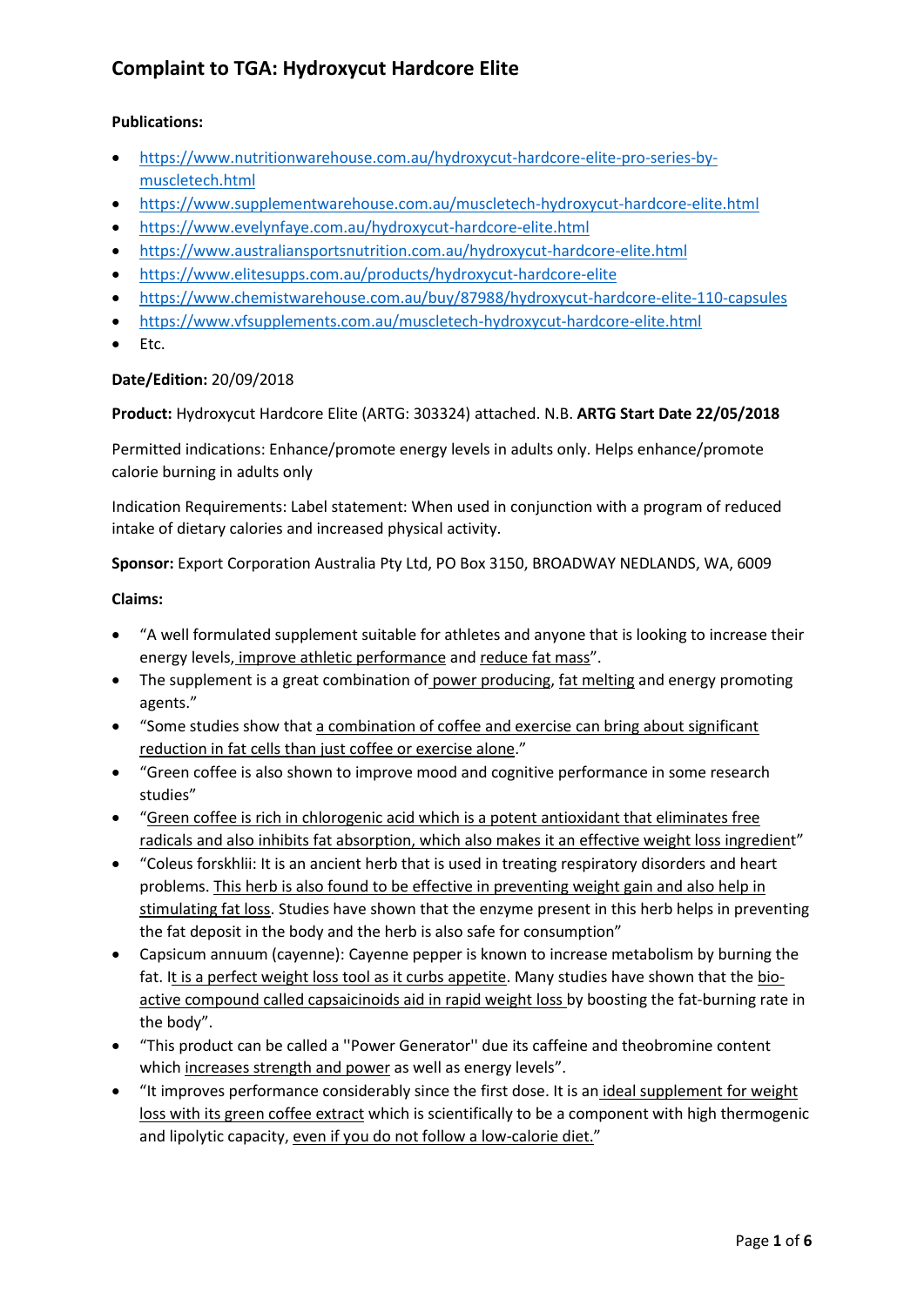# Complaint to TGA: Hydroxycut Hardcore Elite

**Publications:**

- https://www.nutritionwarehouse.com.au/hydroxycut-hardcore-elite-pro-series-by-muscletech.html
- https://www.supplementwarehouse.com.au/muscletech-hydroxycut-hardcore-elite.html
- https://www.evelynfaye.com.au/hydroxycut-hardcore-elite.html
- https://www.australiansportsnutrition.com.au/hydroxycut-hardcore-elite.html
- https://www.elitesupps.com.au/products/hydroxycut-hardcore-elite
- https://www.chemistwarehouse.com.au/buy/87988/hydroxycut-hardcore-elite-110-capsules
- https://www.vfsupplements.com.au/muscletech-hydroxycut-hardcore-elite.html
- Etc.

**Date/Edition:** 20/09/2018

**Product:** Hydroxycut Hardcore Elite (ARTG: 303324) attached. N.B. **ARTG Start Date 22/05/2018**

Permitted indications: Enhance/promote energy levels in adults only. Helps enhance/promote calorie burning in adults only

Indication Requirements: Label statement: When used in conjunction with a program of reduced intake of dietary calories and increased physical activity.

**Sponsor:** Export Corporation Australia Pty Ltd, PO Box 3150, BROADWAY NEDLANDS, WA, 6009

**Claims:**

- "A well formulated supplement suitable for athletes and anyone that is looking to increase their energy levels, improve athletic performance and reduce fat mass".
- The supplement is a great combination of power producing, fat melting and energy promoting agents."
- "Some studies show that a combination of coffee and exercise can bring about significant reduction in fat cells than just coffee or exercise alone."
- "Green coffee is also shown to improve mood and cognitive performance in some research studies"
- "Green coffee is rich in chlorogenic acid which is a potent antioxidant that eliminates free radicals and also inhibits fat absorption, which also makes it an effective weight loss ingredient"
- "Coleus forskhlii: It is an ancient herb that is used in treating respiratory disorders and heart problems. This herb is also found to be effective in preventing weight gain and also help in stimulating fat loss. Studies have shown that the enzyme present in this herb helps in preventing the fat deposit in the body and the herb is also safe for consumption"
- Capsicum annuum (cayenne): Cayenne pepper is known to increase metabolism by burning the fat. It is a perfect weight loss tool as it curbs appetite. Many studies have shown that the bio-active compound called capsaicinoids aid in rapid weight loss by boosting the fat-burning rate in the body".
- "This product can be called a ''Power Generator'' due its caffeine and theobromine content which increases strength and power as well as energy levels".
- "It improves performance considerably since the first dose. It is an ideal supplement for weight loss with its green coffee extract which is scientifically to be a component with high thermogenic and lipolytic capacity, even if you do not follow a low-calorie diet."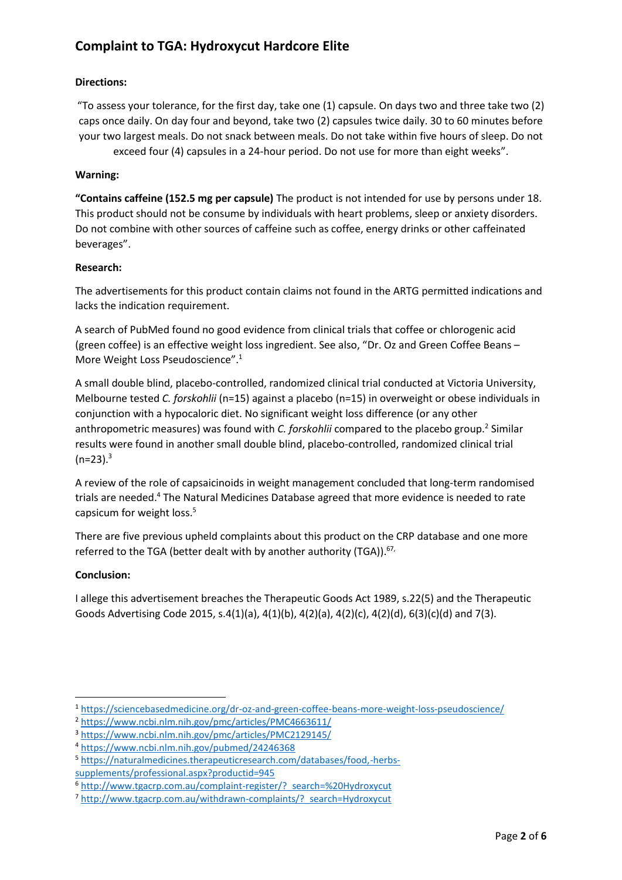# Complaint to TGA: Hydroxycut Hardcore Elite

**Directions:**

> "To assess your tolerance, for the first day, take one (1) capsule. On days two and three take two (2) caps once daily. On day four and beyond, take two (2) capsules twice daily. 30 to 60 minutes before your two largest meals. Do not snack between meals. Do not take within five hours of sleep. Do not exceed four (4) capsules in a 24-hour period. Do not use for more than eight weeks".

**Warning:**

**"Contains caffeine (152.5 mg per capsule)** The product is not intended for use by persons under 18. This product should not be consume by individuals with heart problems, sleep or anxiety disorders. Do not combine with other sources of caffeine such as coffee, energy drinks or other caffeinated beverages".

**Research:**

The advertisements for this product contain claims not found in the ARTG permitted indications and lacks the indication requirement.

A search of PubMed found no good evidence from clinical trials that coffee or chlorogenic acid (green coffee) is an effective weight loss ingredient. See also, "Dr. Oz and Green Coffee Beans – More Weight Loss Pseudoscience".[1]

A small double blind, placebo-controlled, randomized clinical trial conducted at Victoria University, Melbourne tested *C. forskohlii* (n=15) against a placebo (n=15) in overweight or obese individuals in conjunction with a hypocaloric diet. No significant weight loss difference (or any other anthropometric measures) was found with *C. forskohlii* compared to the placebo group.[2] Similar results were found in another small double blind, placebo-controlled, randomized clinical trial (n=23).[3]

A review of the role of capsaicinoids in weight management concluded that long-term randomised trials are needed.[4] The Natural Medicines Database agreed that more evidence is needed to rate capsicum for weight loss.[5]

There are five previous upheld complaints about this product on the CRP database and one more referred to the TGA (better dealt with by another authority (TGA)).[67,]

**Conclusion:**

I allege this advertisement breaches the Therapeutic Goods Act 1989, s.22(5) and the Therapeutic Goods Advertising Code 2015, s.4(1)(a), 4(1)(b), 4(2)(a), 4(2)(c), 4(2)(d), 6(3)(c)(d) and 7(3).

---

[1] https://sciencebasedmedicine.org/dr-oz-and-green-coffee-beans-more-weight-loss-pseudoscience/

[2] https://www.ncbi.nlm.nih.gov/pmc/articles/PMC4663611/

[3] https://www.ncbi.nlm.nih.gov/pmc/articles/PMC2129145/

[4] https://www.ncbi.nlm.nih.gov/pubmed/24246368

[5] https://naturalmedicines.therapeuticresearch.com/databases/food,-herbs-supplements/professional.aspx?productid=945

[6] http://www.tgacrp.com.au/complaint-register/?_search=%20Hydroxycut

[7] http://www.tgacrp.com.au/withdrawn-complaints/?_search=Hydroxycut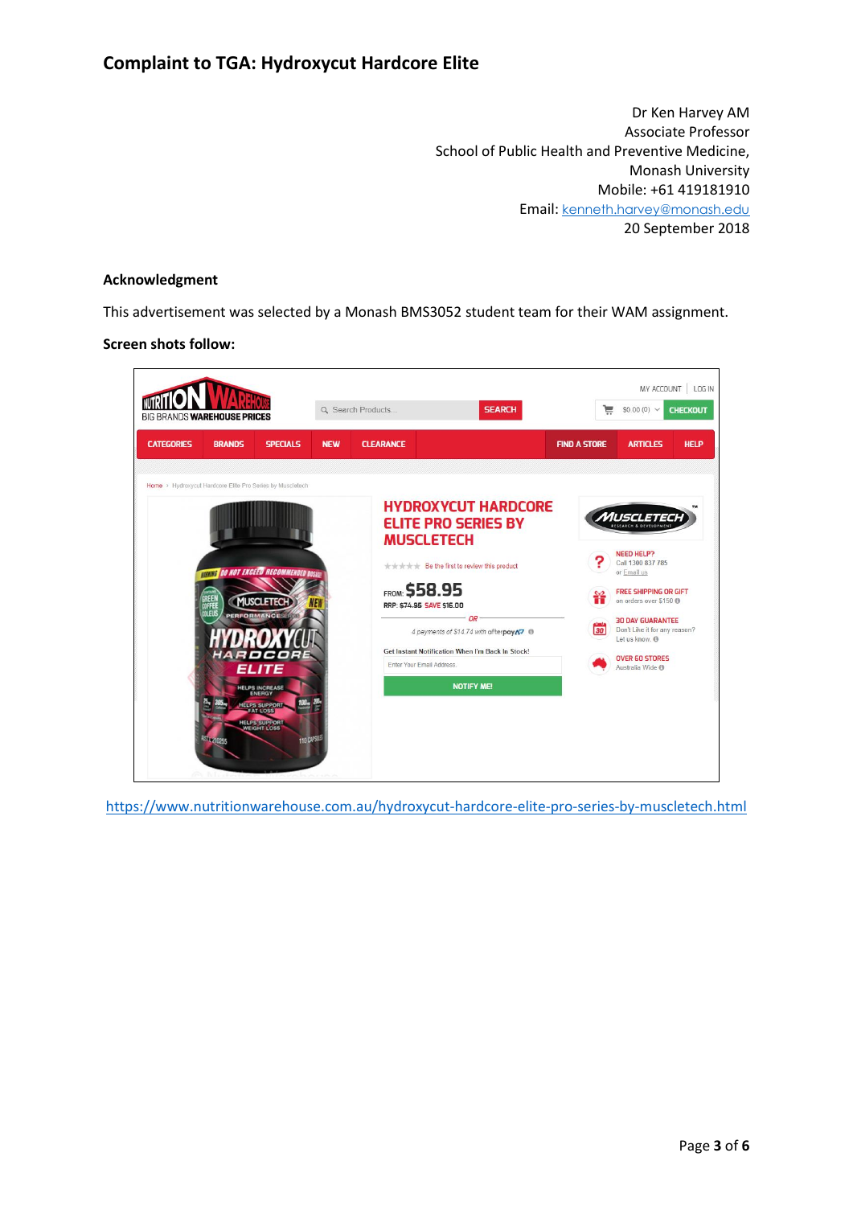## Complaint to TGA: Hydroxycut Hardcore Elite

Dr Ken Harvey AM
Associate Professor
School of Public Health and Preventive Medicine,
Monash University
Mobile: +61 419181910
Email: kenneth.harvey@monash.edu
20 September 2018

**Acknowledgment**

This advertisement was selected by a Monash BMS3052 student team for their WAM assignment.

**Screen shots follow:**

https://www.nutritionwarehouse.com.au/hydroxycut-hardcore-elite-pro-series-by-muscletech.html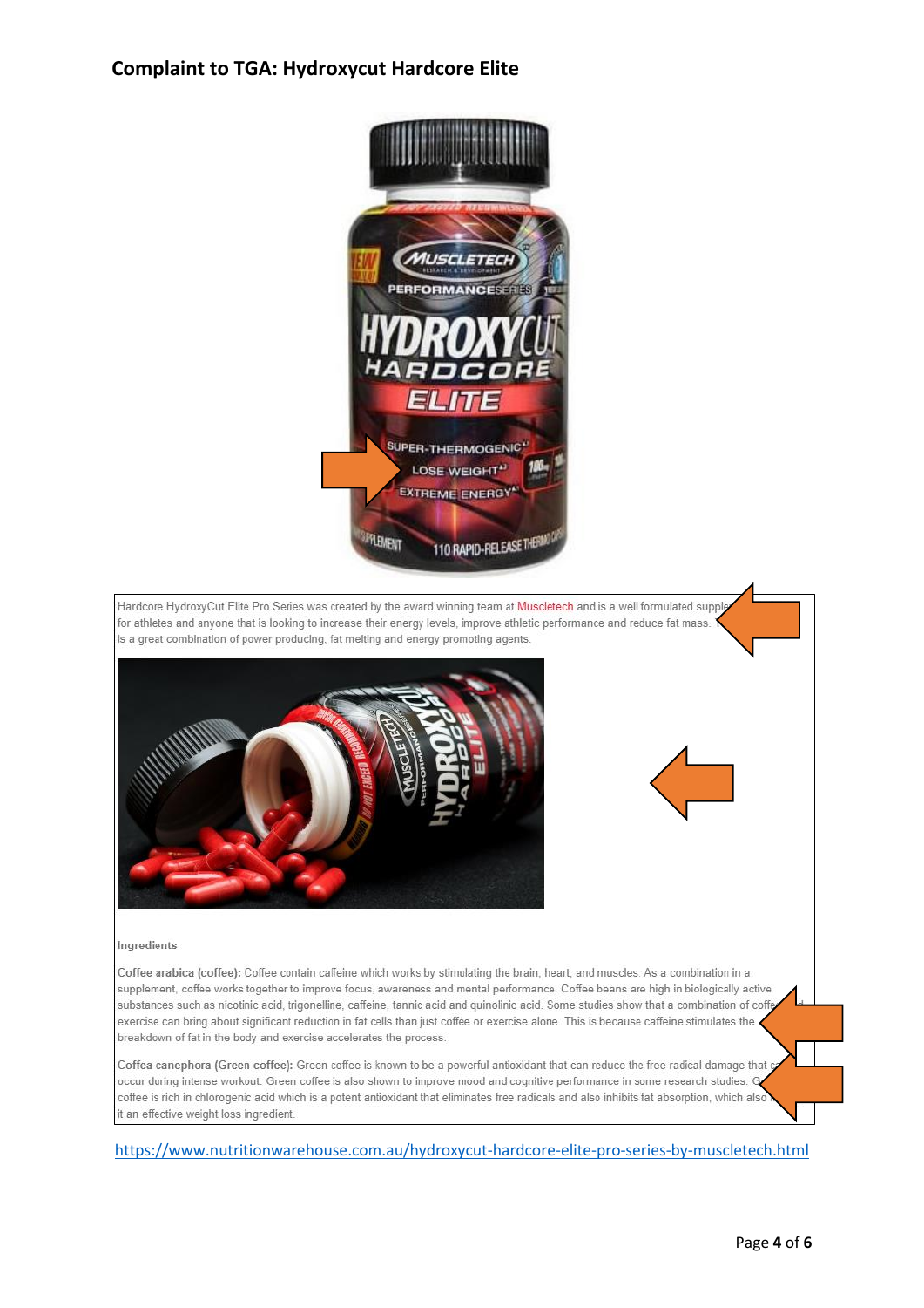## Complaint to TGA: Hydroxycut Hardcore Elite

Hardcore HydroxyCut Elite Pro Series was created by the award winning team at Muscletech and is a well formulated supple for athletes and anyone that is looking to increase their energy levels, improve athletic performance and reduce fat mass. is a great combination of power producing, fat melting and energy promoting agents.

**Ingredients**

**Coffea arabica (coffee):** Coffee contain caffeine which works by stimulating the brain, heart, and muscles. As a combination in a supplement, coffee works together to improve focus, awareness and mental performance. Coffee beans are high in biologically active substances such as nicotinic acid, trigonelline, caffeine, tannic acid and quinolinic acid. Some studies show that a combination of coffe d exercise can bring about significant reduction in fat cells than just coffee or exercise alone. This is because caffeine stimulates the breakdown of fat in the body and exercise accelerates the process.

**Coffea canephora (Green coffee):** Green coffee is known to be a powerful antioxidant that can reduce the free radical damage that c occur during intense workout. Green coffee is also shown to improve mood and cognitive performance in some research studies. G coffee is rich in chlorogenic acid which is a potent antioxidant that eliminates free radicals and also inhibits fat absorption, which also it an effective weight loss ingredient.

https://www.nutritionwarehouse.com.au/hydroxycut-hardcore-elite-pro-series-by-muscletech.html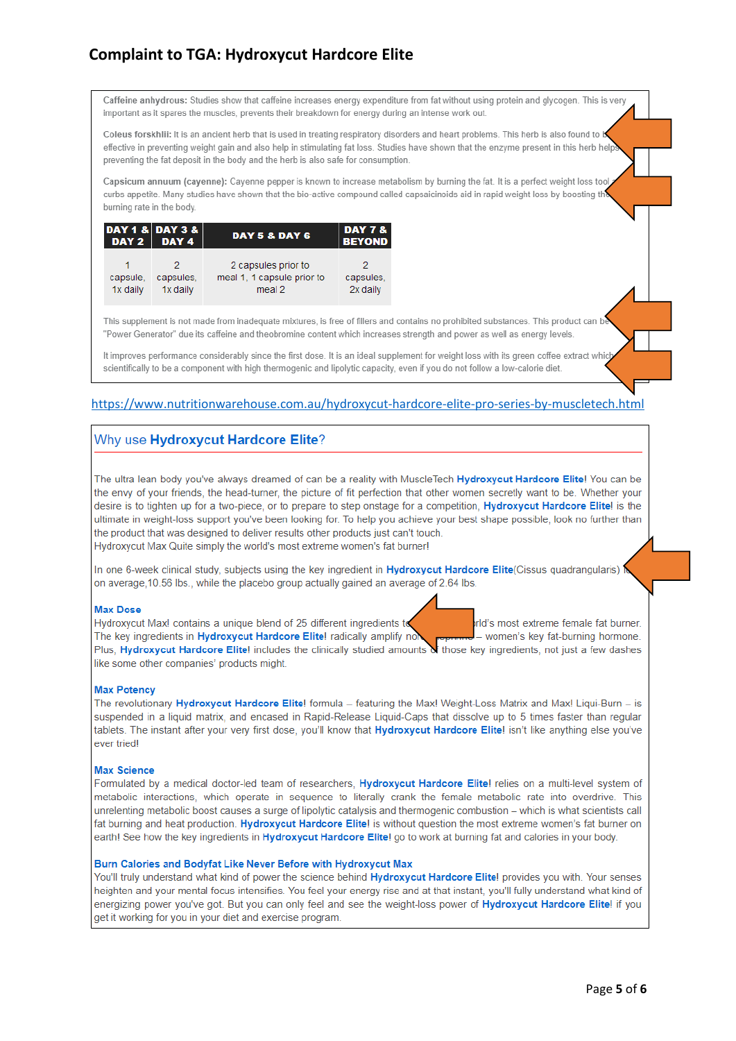## Complaint to TGA: Hydroxycut Hardcore Elite

**Caffeine anhydrous:** Studies show that caffeine increases energy expenditure from fat without using protein and glycogen. This is very important as it spares the muscles, prevents their breakdown for energy during an intense work out.

**Coleus forskhlii:** It is an ancient herb that is used in treating respiratory disorders and heart problems. This herb is also found to b effective in preventing weight gain and also help in stimulating fat loss. Studies have shown that the enzyme present in this herb helps preventing the fat deposit in the body and the herb is also safe for consumption.

**Capsicum annuum (cayenne):** Cayenne pepper is known to increase metabolism by burning the fat. It is a perfect weight loss tool curbs appetite. Many studies have shown that the bio-active compound called capsaicinoids aid in rapid weight loss by boosting th burning rate in the body.

| DAY 1 & DAY 2 | DAY 3 & DAY 4 | DAY 5 & DAY 6 | DAY 7 & BEYOND |
|---|---|---|---|
| 1 capsule, 1x daily | 2 capsules, 1x daily | 2 capsules prior to meal 1, 1 capsule prior to meal 2 | 2 capsules, 2x daily |

This supplement is not made from inadequate mixtures, is free of fillers and contains no prohibited substances. This product can be "Power Generator" due its caffeine and theobromine content which increases strength and power as well as energy levels.

It improves performance considerably since the first dose. It is an ideal supplement for weight loss with its green coffee extract which scientifically to be a component with high thermogenic and lipolytic capacity, even if you do not follow a low-calorie diet.

https://www.nutritionwarehouse.com.au/hydroxycut-hardcore-elite-pro-series-by-muscletech.html

### Why use Hydroxycut Hardcore Elite?

The ultra lean body you've always dreamed of can be a reality with MuscleTech Hydroxycut Hardcore Elite! You can be the envy of your friends, the head-turner, the picture of fit perfection that other women secretly want to be. Whether your desire is to tighten up for a two-piece, or to prepare to step onstage for a competition, Hydroxycut Hardcore Elite! is the ultimate in weight-loss support you've been looking for. To help you achieve your best shape possible, look no further than the product that was designed to deliver results other products just can't touch.
Hydroxycut Max Quite simply the world's most extreme women's fat burner!

In one 6-week clinical study, subjects using the key ingredient in Hydroxycut Hardcore Elite(Cissus quadrangularis) lo on average,10.56 lbs., while the placebo group actually gained an average of 2.64 lbs.

**Max Dose**
Hydroxycut Max! contains a unique blend of 25 different ingredients t rld's most extreme female fat burner. The key ingredients in Hydroxycut Hardcore Elite! radically amplify no – women's key fat-burning hormone. Plus, Hydroxycut Hardcore Elite! includes the clinically studied amounts of those key ingredients, not just a few dashes like some other companies' products might.

**Max Potency**
The revolutionary Hydroxycut Hardcore Elite! formula – featuring the Max! Weight-Loss Matrix and Max! Liqui-Burn – is suspended in a liquid matrix, and encased in Rapid-Release Liquid-Caps that dissolve up to 5 times faster than regular tablets. The instant after your very first dose, you'll know that Hydroxycut Hardcore Elite! isn't like anything else you've ever tried!

**Max Science**
Formulated by a medical doctor-led team of researchers, Hydroxycut Hardcore Elite! relies on a multi-level system of metabolic interactions, which operate in sequence to literally crank the female metabolic rate into overdrive. This unrelenting metabolic boost causes a surge of lipolytic catalysis and thermogenic combustion – which is what scientists call fat burning and heat production. Hydroxycut Hardcore Elite! is without question the most extreme women's fat burner on earth! See how the key ingredients in Hydroxycut Hardcore Elite! go to work at burning fat and calories in your body.

**Burn Calories and Bodyfat Like Never Before with Hydroxycut Max**
You'll truly understand what kind of power the science behind Hydroxycut Hardcore Elite! provides you with. Your senses heighten and your mental focus intensifies. You feel your energy rise and at that instant, you'll fully understand what kind of energizing power you've got. But you can only feel and see the weight-loss power of Hydroxycut Hardcore Elite! if you get it working for you in your diet and exercise program.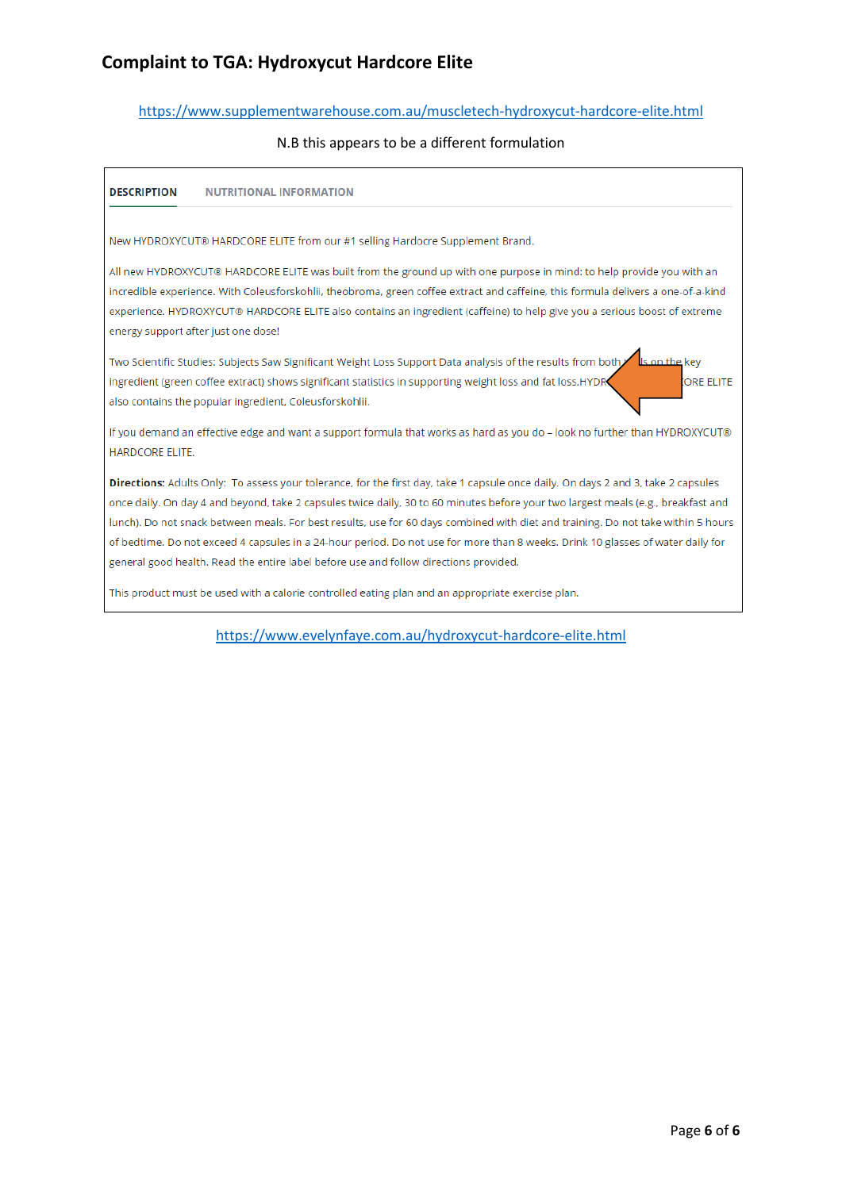## Complaint to TGA: Hydroxycut Hardcore Elite

https://www.supplementwarehouse.com.au/muscletech-hydroxycut-hardcore-elite.html

N.B this appears to be a different formulation

**DESCRIPTION** NUTRITIONAL INFORMATION

New HYDROXYCUT® HARDCORE ELITE from our #1 selling Hardocre Supplement Brand.

All new HYDROXYCUT® HARDCORE ELITE was built from the ground up with one purpose in mind: to help provide you with an incredible experience. With Coleusforskohlii, theobroma, green coffee extract and caffeine, this formula delivers a one-of-a-kind experience. HYDROXYCUT® HARDCORE ELITE also contains an ingredient (caffeine) to help give you a serious boost of extreme energy support after just one dose!

Two Scientific Studies: Subjects Saw Significant Weight Loss Support Data analysis of the results from both ... on the key ingredient (green coffee extract) shows significant statistics in supporting weight loss and fat loss.HYDR... ORE ELITE also contains the popular ingredient, Coleusforskohlii.

If you demand an effective edge and want a support formula that works as hard as you do – look no further than HYDROXYCUT® HARDCORE ELITE.

**Directions:** Adults Only: To assess your tolerance, for the first day, take 1 capsule once daily. On days 2 and 3, take 2 capsules once daily. On day 4 and beyond, take 2 capsules twice daily, 30 to 60 minutes before your two largest meals (e.g., breakfast and lunch). Do not snack between meals. For best results, use for 60 days combined with diet and training. Do not take within 5 hours of bedtime. Do not exceed 4 capsules in a 24-hour period. Do not use for more than 8 weeks. Drink 10 glasses of water daily for general good health. Read the entire label before use and follow directions provided.

This product must be used with a calorie controlled eating plan and an appropriate exercise plan.

https://www.evelynfaye.com.au/hydroxycut-hardcore-elite.html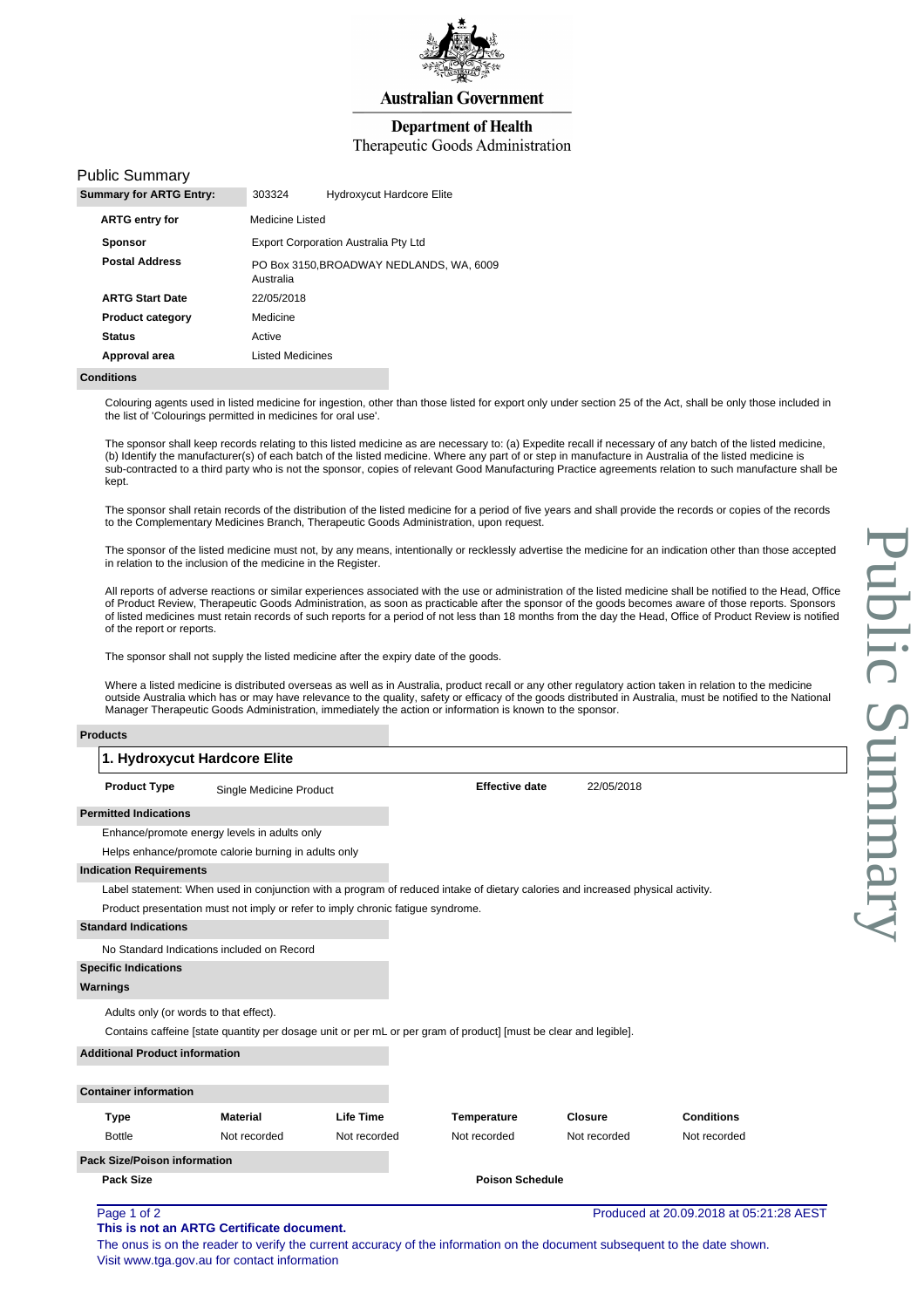Australian Government

Department of Health
Therapeutic Goods Administration

# Public Summary

| | | |
|---|---|---|
| **Summary for ARTG Entry:** | 303324 | Hydroxycut Hardcore Elite |
| **ARTG entry for** | Medicine Listed | |
| **Sponsor** | Export Corporation Australia Pty Ltd | |
| **Postal Address** | PO Box 3150,BROADWAY NEDLANDS, WA, 6009 Australia | |
| **ARTG Start Date** | 22/05/2018 | |
| **Product category** | Medicine | |
| **Status** | Active | |
| **Approval area** | Listed Medicines | |

**Conditions**

Colouring agents used in listed medicine for ingestion, other than those listed for export only under section 25 of the Act, shall be only those included in the list of 'Colourings permitted in medicines for oral use'.

The sponsor shall keep records relating to this listed medicine as are necessary to: (a) Expedite recall if necessary of any batch of the listed medicine, (b) Identify the manufacturer(s) of each batch of the listed medicine. Where any part of or step in manufacture in Australia of the listed medicine is sub-contracted to a third party who is not the sponsor, copies of relevant Good Manufacturing Practice agreements relation to such manufacture shall be kept.

The sponsor shall retain records of the distribution of the listed medicine for a period of five years and shall provide the records or copies of the records to the Complementary Medicines Branch, Therapeutic Goods Administration, upon request.

The sponsor of the listed medicine must not, by any means, intentionally or recklessly advertise the medicine for an indication other than those accepted in relation to the inclusion of the medicine in the Register.

All reports of adverse reactions or similar experiences associated with the use or administration of the listed medicine shall be notified to the Head, Office of Product Review, Therapeutic Goods Administration, as soon as practicable after the sponsor of the goods becomes aware of those reports. Sponsors of listed medicines must retain records of such reports for a period of not less than 18 months from the day the Head, Office of Product Review is notified of the report or reports.

The sponsor shall not supply the listed medicine after the expiry date of the goods.

Where a listed medicine is distributed overseas as well as in Australia, product recall or any other regulatory action taken in relation to the medicine outside Australia which has or may have relevance to the quality, safety or efficacy of the goods distributed in Australia, must be notified to the National Manager Therapeutic Goods Administration, immediately the action or information is known to the sponsor.

**Products**

## 1. Hydroxycut Hardcore Elite

**Product Type** Single Medicine Product | **Effective date** 22/05/2018

**Permitted Indications**

Enhance/promote energy levels in adults only

Helps enhance/promote calorie burning in adults only

**Indication Requirements**

Label statement: When used in conjunction with a program of reduced intake of dietary calories and increased physical activity.

Product presentation must not imply or refer to imply chronic fatigue syndrome.

**Standard Indications**

No Standard Indications included on Record

**Specific Indications**

**Warnings**

Adults only (or words to that effect).

Contains caffeine [state quantity per dosage unit or per mL or per gram of product] [must be clear and legible].

**Additional Product information**

**Container information**

| Type | Material | Life Time | Temperature | Closure | Conditions |
|---|---|---|---|---|---|
| Bottle | Not recorded | Not recorded | Not recorded | Not recorded | Not recorded |

**Pack Size/Poison information**

| Pack Size | Poison Schedule |
|---|---|

Produced at 20.09.2018 at 05:21:28 AEST

**This is not an ARTG Certificate document.**

The onus is on the reader to verify the current accuracy of the information on the document subsequent to the date shown.
Visit www.tga.gov.au for contact information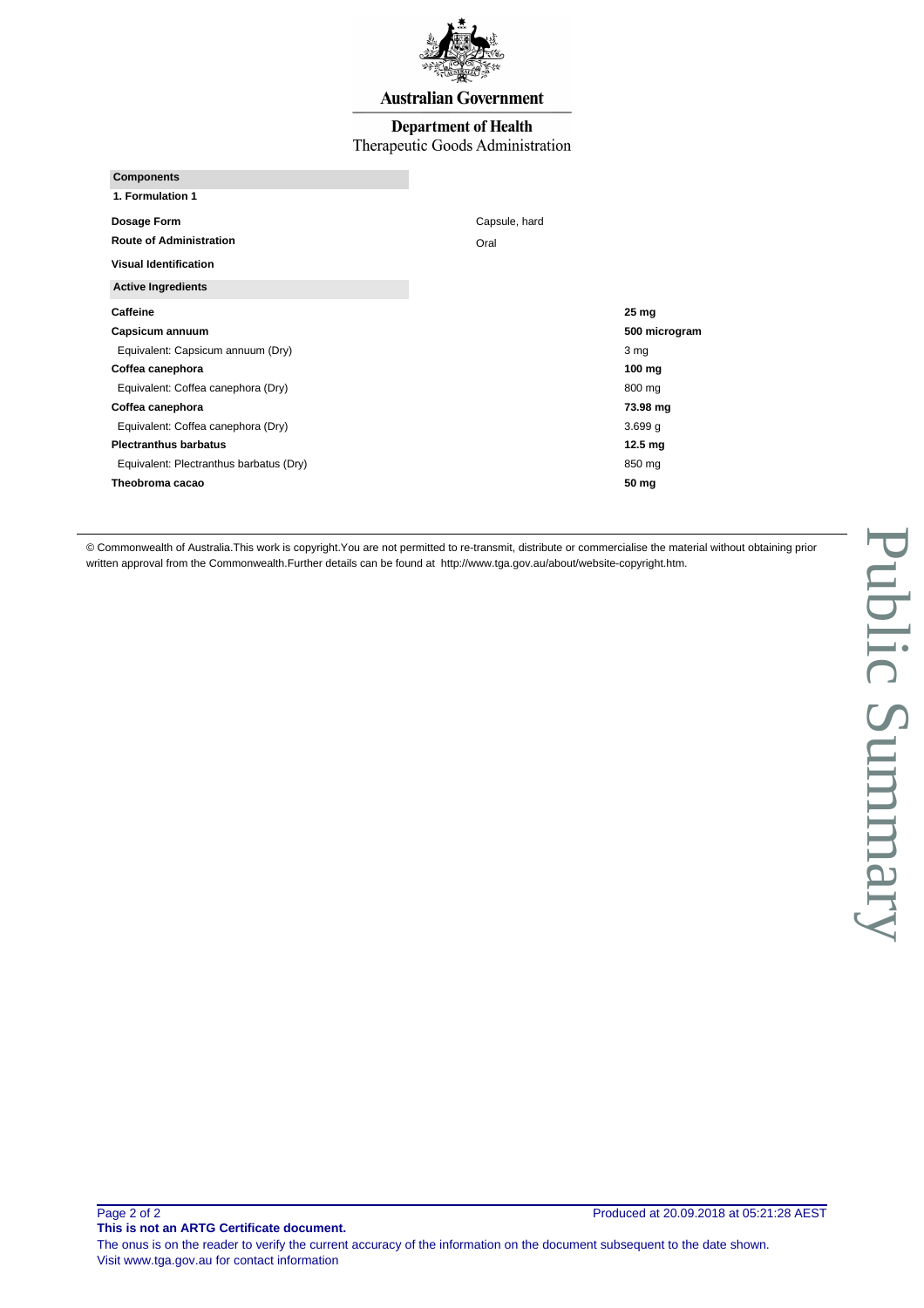Australian Government

Department of Health
Therapeutic Goods Administration

| | |
|---|---|
| **Components** | |
| **1. Formulation 1** | |
| **Dosage Form** | Capsule, hard |
| **Route of Administration** | Oral |
| **Visual Identification** | |

| **Active Ingredients** | |
|---|---|
| **Caffeine** | **25 mg** |
| **Capsicum annuum** | **500 microgram** |
| Equivalent: Capsicum annuum (Dry) | 3 mg |
| **Coffea canephora** | **100 mg** |
| Equivalent: Coffea canephora (Dry) | 800 mg |
| **Coffea canephora** | **73.98 mg** |
| Equivalent: Coffea canephora (Dry) | 3.699 g |
| **Plectranthus barbatus** | **12.5 mg** |
| Equivalent: Plectranthus barbatus (Dry) | 850 mg |
| **Theobroma cacao** | **50 mg** |

© Commonwealth of Australia.This work is copyright.You are not permitted to re-transmit, distribute or commercialise the material without obtaining prior written approval from the Commonwealth.Further details can be found at http://www.tga.gov.au/about/website-copyright.htm.

Public Summary

Produced at 20.09.2018 at 05:21:28 AEST

**This is not an ARTG Certificate document.**

The onus is on the reader to verify the current accuracy of the information on the document subsequent to the date shown.
Visit www.tga.gov.au for contact information